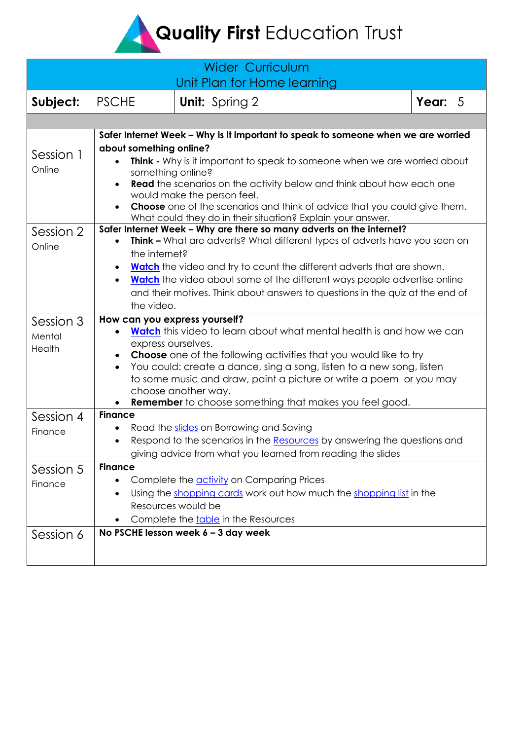# **Quality First** Education Trust

| Wider Curriculum<br>Unit Plan for Home learning | | |
|---|---|---|
| **Subject:** PSCHE | **Unit:** Spring 2 | **Year:** 5 |

| | |
|---|---|
| Session 1<br>Online | **Safer Internet Week – Why is it important to speak to someone when we are worried about something online?**<br>• **Think -** Why is it important to speak to someone when we are worried about something online?<br>• **Read** the scenarios on the activity below and think about how each one would make the person feel.<br>• **Choose** one of the scenarios and think of advice that you could give them. What could they do in their situation? Explain your answer. |
| Session 2<br>Online | **Safer Internet Week – Why are there so many adverts on the internet?**<br>• **Think –** What are adverts? What different types of adverts have you seen on the internet?<br>• **Watch** the video and try to count the different adverts that are shown.<br>• **Watch** the video about some of the different ways people advertise online and their motives. Think about answers to questions in the quiz at the end of the video. |
| Session 3<br>Mental Health | **How can you express yourself?**<br>• **Watch** this video to learn about what mental health is and how we can express ourselves.<br>• **Choose** one of the following activities that you would like to try<br>• You could: create a dance, sing a song, listen to a new song, listen to some music and draw, paint a picture or write a poem or you may choose another way.<br>• **Remember** to choose something that makes you feel good. |
| Session 4<br>Finance | **Finance**<br>• Read the slides on Borrowing and Saving<br>• Respond to the scenarios in the Resources by answering the questions and giving advice from what you learned from reading the slides |
| Session 5<br>Finance | **Finance**<br>• Complete the activity on Comparing Prices<br>• Using the shopping cards work out how much the shopping list in the Resources would be<br>• Complete the table in the Resources |
| Session 6 | **No PSCHE lesson week 6 – 3 day week** |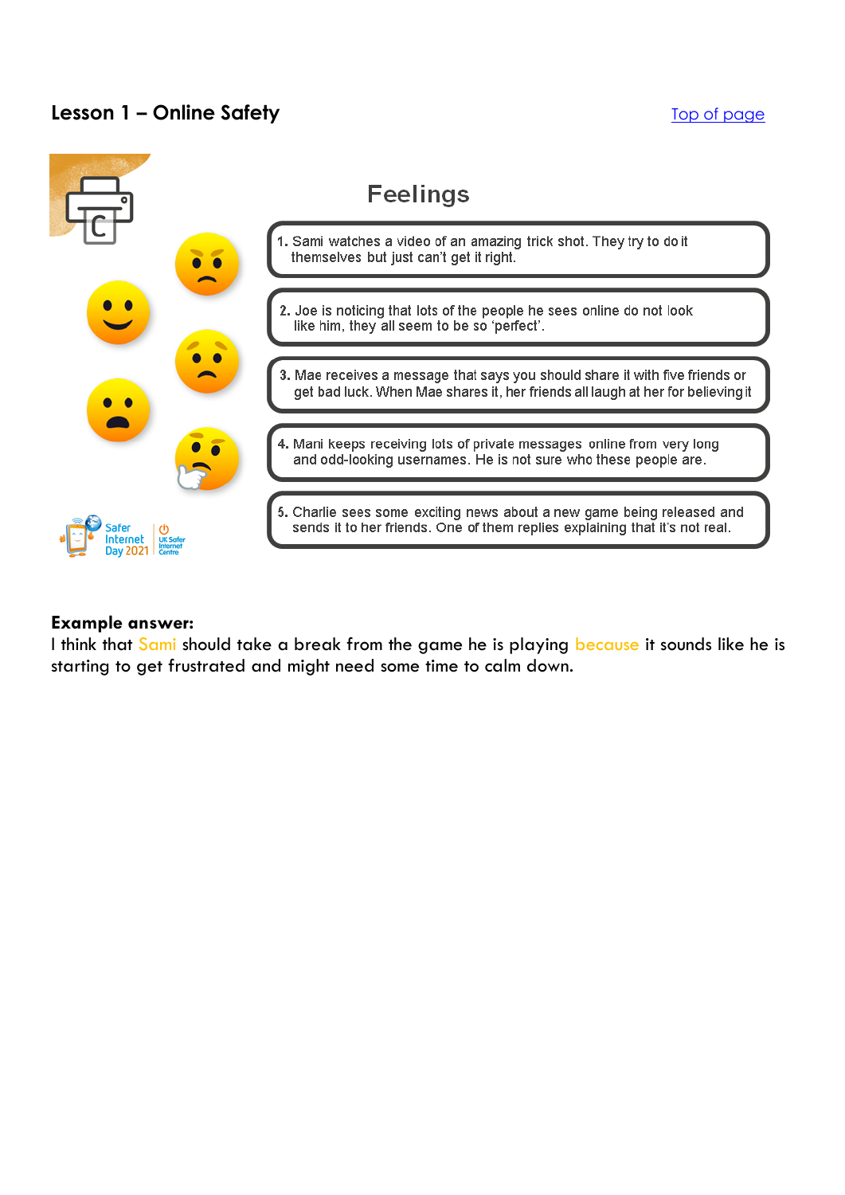## Lesson 1 – Online Safety

Top of page

### Feelings

1. Sami watches a video of an amazing trick shot. They try to do it themselves but just can't get it right.
2. Joe is noticing that lots of the people he sees online do not look like him, they all seem to be so 'perfect'.
3. Mae receives a message that says you should share it with five friends or get bad luck. When Mae shares it, her friends all laugh at her for believing it
4. Mani keeps receiving lots of private messages online from very long and odd-looking usernames. He is not sure who these people are.
5. Charlie sees some exciting news about a new game being released and sends it to her friends. One of them replies explaining that it's not real.

Safer Internet Day 2021 | UK Safer Internet Centre

**Example answer:**
I think that Sami should take a break from the game he is playing because it sounds like he is starting to get frustrated and might need some time to calm down.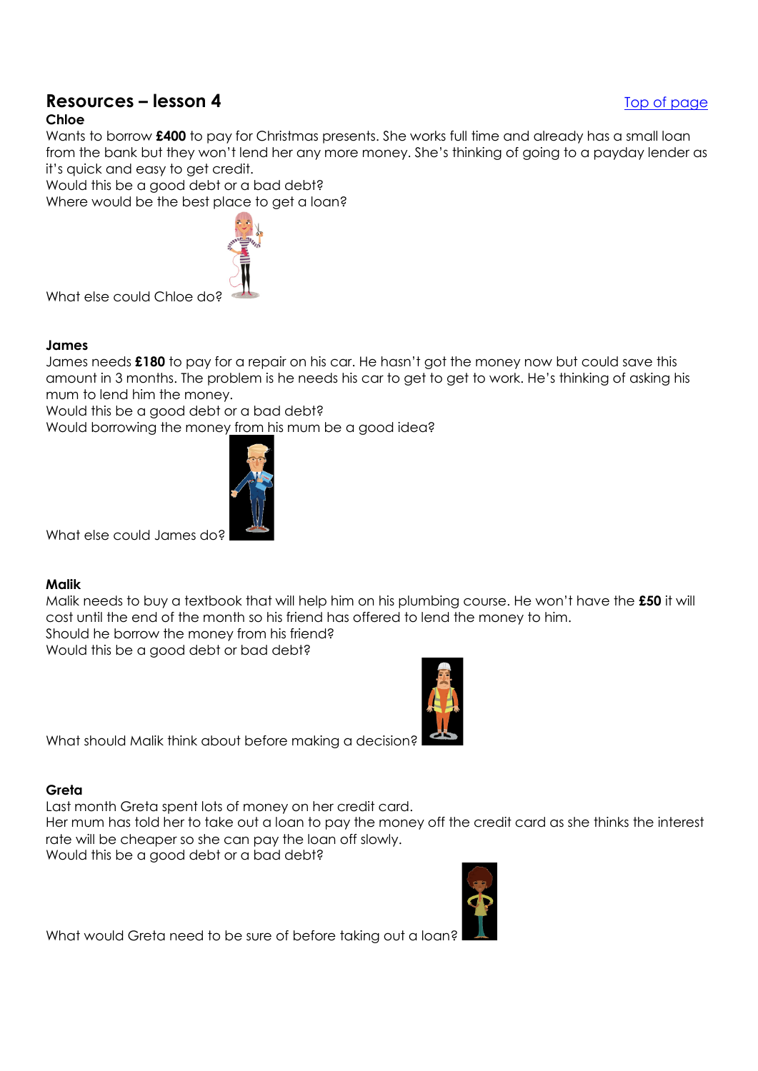## Resources – lesson 4

[Top of page]

### Chloe

Wants to borrow **£400** to pay for Christmas presents. She works full time and already has a small loan from the bank but they won't lend her any more money. She's thinking of going to a payday lender as it's quick and easy to get credit.

Would this be a good debt or a bad debt?

Where would be the best place to get a loan?

What else could Chloe do?

### James

James needs **£180** to pay for a repair on his car. He hasn't got the money now but could save this amount in 3 months. The problem is he needs his car to get to get to work. He's thinking of asking his mum to lend him the money.

Would this be a good debt or a bad debt?

Would borrowing the money from his mum be a good idea?

What else could James do?

### Malik

Malik needs to buy a textbook that will help him on his plumbing course. He won't have the **£50** it will cost until the end of the month so his friend has offered to lend the money to him.

Should he borrow the money from his friend?

Would this be a good debt or bad debt?

What should Malik think about before making a decision?

### Greta

Last month Greta spent lots of money on her credit card.

Her mum has told her to take out a loan to pay the money off the credit card as she thinks the interest rate will be cheaper so she can pay the loan off slowly.

Would this be a good debt or a bad debt?

What would Greta need to be sure of before taking out a loan?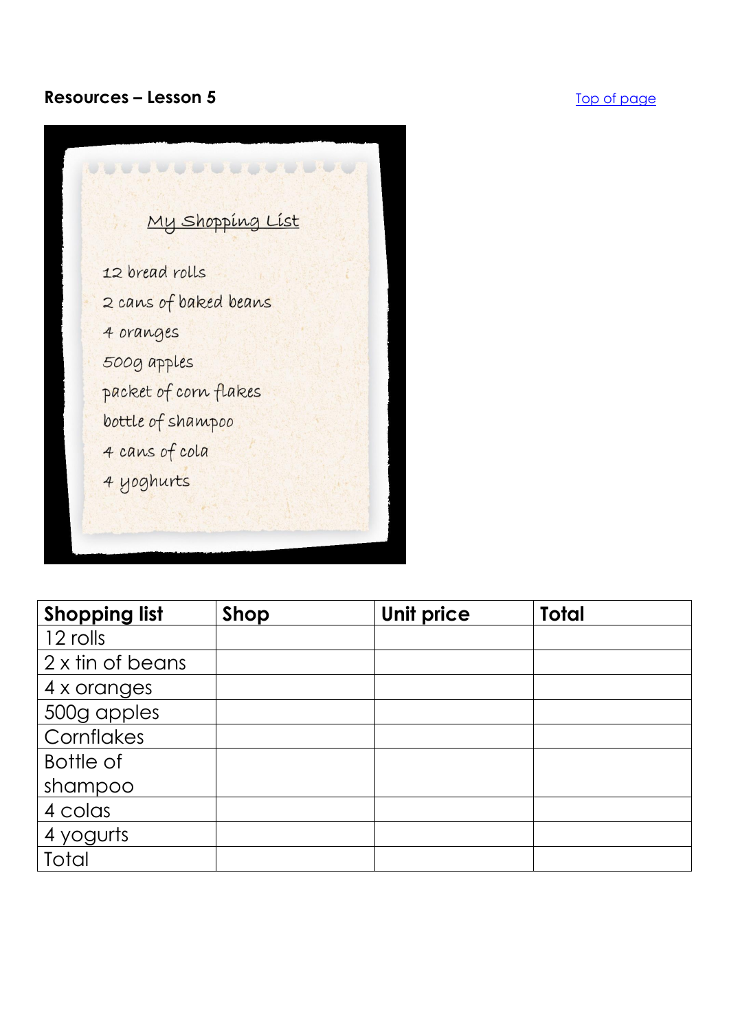**Resources – Lesson 5**

Top of page

My Shopping List

12 bread rolls
2 cans of baked beans
4 oranges
500g apples
packet of corn flakes
bottle of shampoo
4 cans of cola
4 yoghurts

| Shopping list | Shop | Unit price | Total |
|---|---|---|---|
| 12 rolls | | | |
| 2 x tin of beans | | | |
| 4 x oranges | | | |
| 500g apples | | | |
| Cornflakes | | | |
| Bottle of shampoo | | | |
| 4 colas | | | |
| 4 yogurts | | | |
| Total | | | |